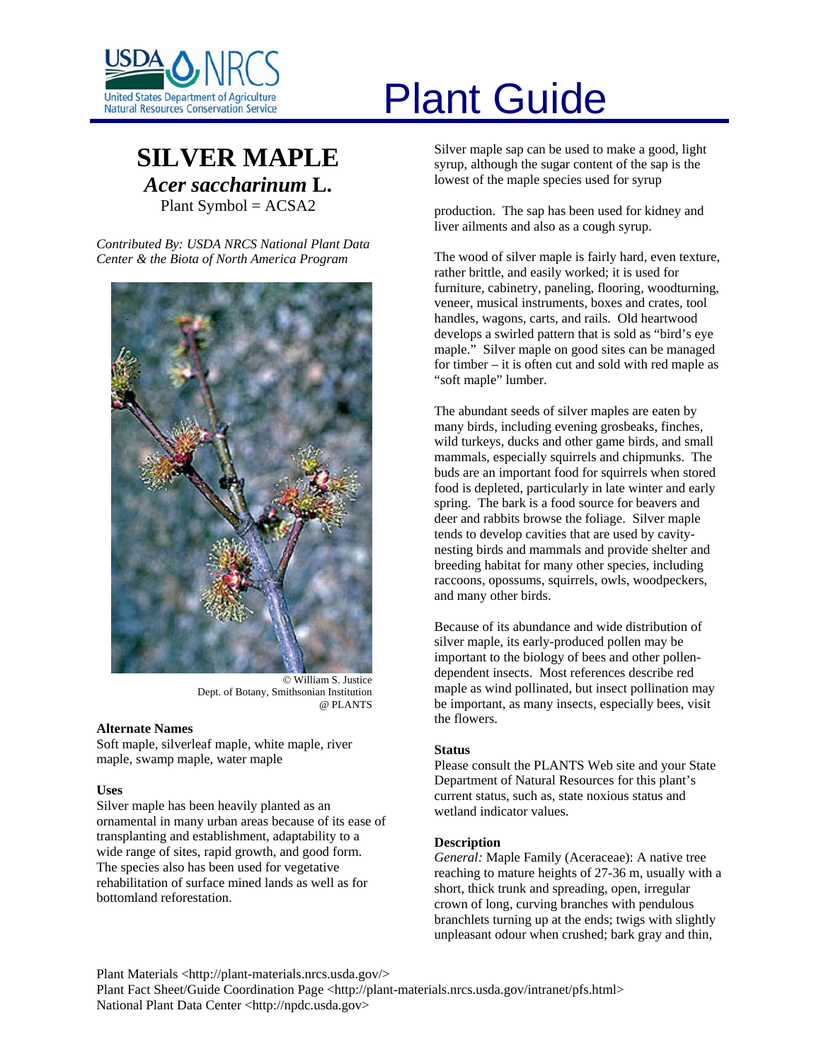# Plant Guide

## SILVER MAPLE

### *Acer saccharinum* L.

Plant Symbol = ACSA2

*Contributed By: USDA NRCS National Plant Data Center & the Biota of North America Program*

© William S. Justice
Dept. of Botany, Smithsonian Institution
@ PLANTS

### Alternate Names

Soft maple, silverleaf maple, white maple, river maple, swamp maple, water maple

### Uses

Silver maple has been heavily planted as an ornamental in many urban areas because of its ease of transplanting and establishment, adaptability to a wide range of sites, rapid growth, and good form. The species also has been used for vegetative rehabilitation of surface mined lands as well as for bottomland reforestation.

Silver maple sap can be used to make a good, light syrup, although the sugar content of the sap is the lowest of the maple species used for syrup production. The sap has been used for kidney and liver ailments and also as a cough syrup.

The wood of silver maple is fairly hard, even texture, rather brittle, and easily worked; it is used for furniture, cabinetry, paneling, flooring, woodturning, veneer, musical instruments, boxes and crates, tool handles, wagons, carts, and rails. Old heartwood develops a swirled pattern that is sold as "bird's eye maple." Silver maple on good sites can be managed for timber – it is often cut and sold with red maple as "soft maple" lumber.

The abundant seeds of silver maples are eaten by many birds, including evening grosbeaks, finches, wild turkeys, ducks and other game birds, and small mammals, especially squirrels and chipmunks. The buds are an important food for squirrels when stored food is depleted, particularly in late winter and early spring. The bark is a food source for beavers and deer and rabbits browse the foliage. Silver maple tends to develop cavities that are used by cavity-nesting birds and mammals and provide shelter and breeding habitat for many other species, including raccoons, opossums, squirrels, owls, woodpeckers, and many other birds.

Because of its abundance and wide distribution of silver maple, its early-produced pollen may be important to the biology of bees and other pollen-dependent insects. Most references describe red maple as wind pollinated, but insect pollination may be important, as many insects, especially bees, visit the flowers.

### Status

Please consult the PLANTS Web site and your State Department of Natural Resources for this plant's current status, such as, state noxious status and wetland indicator values.

### Description

*General:* Maple Family (Aceraceae): A native tree reaching to mature heights of 27-36 m, usually with a short, thick trunk and spreading, open, irregular crown of long, curving branches with pendulous branchlets turning up at the ends; twigs with slightly unpleasant odour when crushed; bark gray and thin,

Plant Materials <http://plant-materials.nrcs.usda.gov/>
Plant Fact Sheet/Guide Coordination Page <http://plant-materials.nrcs.usda.gov/intranet/pfs.html>
National Plant Data Center <http://npdc.usda.gov>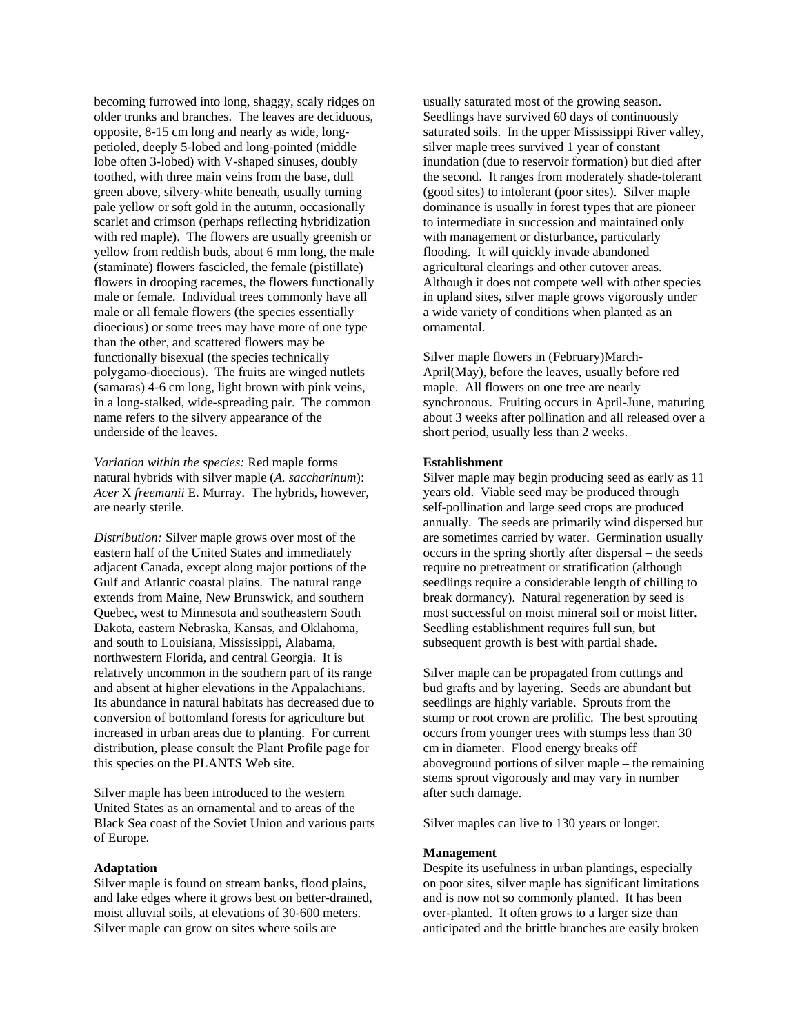becoming furrowed into long, shaggy, scaly ridges on older trunks and branches. The leaves are deciduous, opposite, 8-15 cm long and nearly as wide, long-petioled, deeply 5-lobed and long-pointed (middle lobe often 3-lobed) with V-shaped sinuses, doubly toothed, with three main veins from the base, dull green above, silvery-white beneath, usually turning pale yellow or soft gold in the autumn, occasionally scarlet and crimson (perhaps reflecting hybridization with red maple). The flowers are usually greenish or yellow from reddish buds, about 6 mm long, the male (staminate) flowers fascicled, the female (pistillate) flowers in drooping racemes, the flowers functionally male or female. Individual trees commonly have all male or all female flowers (the species essentially dioecious) or some trees may have more of one type than the other, and scattered flowers may be functionally bisexual (the species technically polygamo-dioecious). The fruits are winged nutlets (samaras) 4-6 cm long, light brown with pink veins, in a long-stalked, wide-spreading pair. The common name refers to the silvery appearance of the underside of the leaves.

*Variation within the species:* Red maple forms natural hybrids with silver maple (*A. saccharinum*): *Acer* X *freemanii* E. Murray. The hybrids, however, are nearly sterile.

*Distribution:* Silver maple grows over most of the eastern half of the United States and immediately adjacent Canada, except along major portions of the Gulf and Atlantic coastal plains. The natural range extends from Maine, New Brunswick, and southern Quebec, west to Minnesota and southeastern South Dakota, eastern Nebraska, Kansas, and Oklahoma, and south to Louisiana, Mississippi, Alabama, northwestern Florida, and central Georgia. It is relatively uncommon in the southern part of its range and absent at higher elevations in the Appalachians. Its abundance in natural habitats has decreased due to conversion of bottomland forests for agriculture but increased in urban areas due to planting. For current distribution, please consult the Plant Profile page for this species on the PLANTS Web site.

Silver maple has been introduced to the western United States as an ornamental and to areas of the Black Sea coast of the Soviet Union and various parts of Europe.

**Adaptation**

Silver maple is found on stream banks, flood plains, and lake edges where it grows best on better-drained, moist alluvial soils, at elevations of 30-600 meters. Silver maple can grow on sites where soils are usually saturated most of the growing season. Seedlings have survived 60 days of continuously saturated soils. In the upper Mississippi River valley, silver maple trees survived 1 year of constant inundation (due to reservoir formation) but died after the second. It ranges from moderately shade-tolerant (good sites) to intolerant (poor sites). Silver maple dominance is usually in forest types that are pioneer to intermediate in succession and maintained only with management or disturbance, particularly flooding. It will quickly invade abandoned agricultural clearings and other cutover areas. Although it does not compete well with other species in upland sites, silver maple grows vigorously under a wide variety of conditions when planted as an ornamental.

Silver maple flowers in (February)March-April(May), before the leaves, usually before red maple. All flowers on one tree are nearly synchronous. Fruiting occurs in April-June, maturing about 3 weeks after pollination and all released over a short period, usually less than 2 weeks.

**Establishment**

Silver maple may begin producing seed as early as 11 years old. Viable seed may be produced through self-pollination and large seed crops are produced annually. The seeds are primarily wind dispersed but are sometimes carried by water. Germination usually occurs in the spring shortly after dispersal – the seeds require no pretreatment or stratification (although seedlings require a considerable length of chilling to break dormancy). Natural regeneration by seed is most successful on moist mineral soil or moist litter. Seedling establishment requires full sun, but subsequent growth is best with partial shade.

Silver maple can be propagated from cuttings and bud grafts and by layering. Seeds are abundant but seedlings are highly variable. Sprouts from the stump or root crown are prolific. The best sprouting occurs from younger trees with stumps less than 30 cm in diameter. Flood energy breaks off aboveground portions of silver maple – the remaining stems sprout vigorously and may vary in number after such damage.

Silver maples can live to 130 years or longer.

**Management**

Despite its usefulness in urban plantings, especially on poor sites, silver maple has significant limitations and is now not so commonly planted. It has been over-planted. It often grows to a larger size than anticipated and the brittle branches are easily broken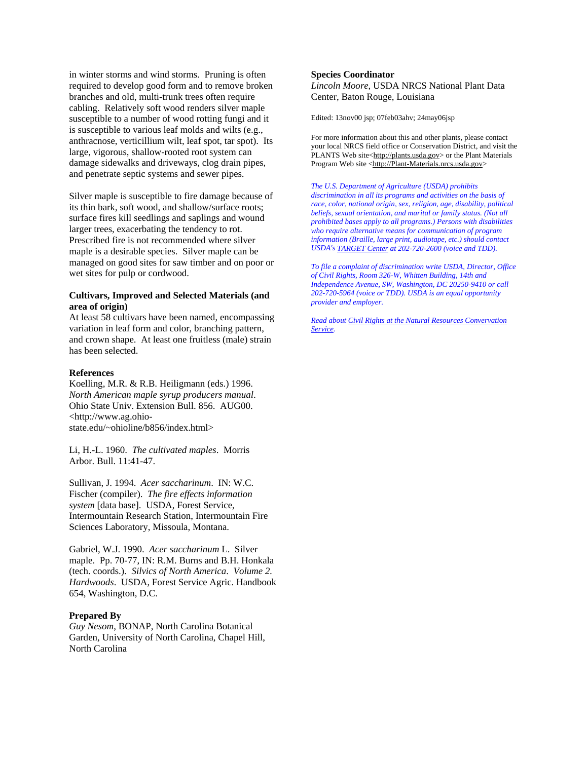in winter storms and wind storms. Pruning is often required to develop good form and to remove broken branches and old, multi-trunk trees often require cabling. Relatively soft wood renders silver maple susceptible to a number of wood rotting fungi and it is susceptible to various leaf molds and wilts (e.g., anthracnose, verticillium wilt, leaf spot, tar spot). Its large, vigorous, shallow-rooted root system can damage sidewalks and driveways, clog drain pipes, and penetrate septic systems and sewer pipes.

Silver maple is susceptible to fire damage because of its thin bark, soft wood, and shallow/surface roots; surface fires kill seedlings and saplings and wound larger trees, exacerbating the tendency to rot. Prescribed fire is not recommended where silver maple is a desirable species. Silver maple can be managed on good sites for saw timber and on poor or wet sites for pulp or cordwood.

**Cultivars, Improved and Selected Materials (and area of origin)**

At least 58 cultivars have been named, encompassing variation in leaf form and color, branching pattern, and crown shape. At least one fruitless (male) strain has been selected.

**References**

Koelling, M.R. & R.B. Heiligmann (eds.) 1996. *North American maple syrup producers manual*. Ohio State Univ. Extension Bull. 856. AUG00. <http://www.ag.ohio-state.edu/~ohioline/b856/index.html>

Li, H.-L. 1960. *The cultivated maples*. Morris Arbor. Bull. 11:41-47.

Sullivan, J. 1994. *Acer saccharinum*. IN: W.C. Fischer (compiler). *The fire effects information system* [data base]. USDA, Forest Service, Intermountain Research Station, Intermountain Fire Sciences Laboratory, Missoula, Montana.

Gabriel, W.J. 1990. *Acer saccharinum* L. Silver maple. Pp. 70-77, IN: R.M. Burns and B.H. Honkala (tech. coords.). *Silvics of North America*. *Volume 2. Hardwoods*. USDA, Forest Service Agric. Handbook 654, Washington, D.C.

**Prepared By**

*Guy Nesom*, BONAP, North Carolina Botanical Garden, University of North Carolina, Chapel Hill, North Carolina

**Species Coordinator**

*Lincoln Moore*, USDA NRCS National Plant Data Center, Baton Rouge, Louisiana

Edited: 13nov00 jsp; 07feb03ahv; 24may06jsp

For more information about this and other plants, please contact your local NRCS field office or Conservation District, and visit the PLANTS Web site<http://plants.usda.gov> or the Plant Materials Program Web site <http://Plant-Materials.nrcs.usda.gov>

*The U.S. Department of Agriculture (USDA) prohibits discrimination in all its programs and activities on the basis of race, color, national origin, sex, religion, age, disability, political beliefs, sexual orientation, and marital or family status. (Not all prohibited bases apply to all programs.) Persons with disabilities who require alternative means for communication of program information (Braille, large print, audiotape, etc.) should contact USDA's TARGET Center at 202-720-2600 (voice and TDD).*

*To file a complaint of discrimination write USDA, Director, Office of Civil Rights, Room 326-W, Whitten Building, 14th and Independence Avenue, SW, Washington, DC 20250-9410 or call 202-720-5964 (voice or TDD). USDA is an equal opportunity provider and employer.*

*Read about Civil Rights at the Natural Resources Convervation Service.*